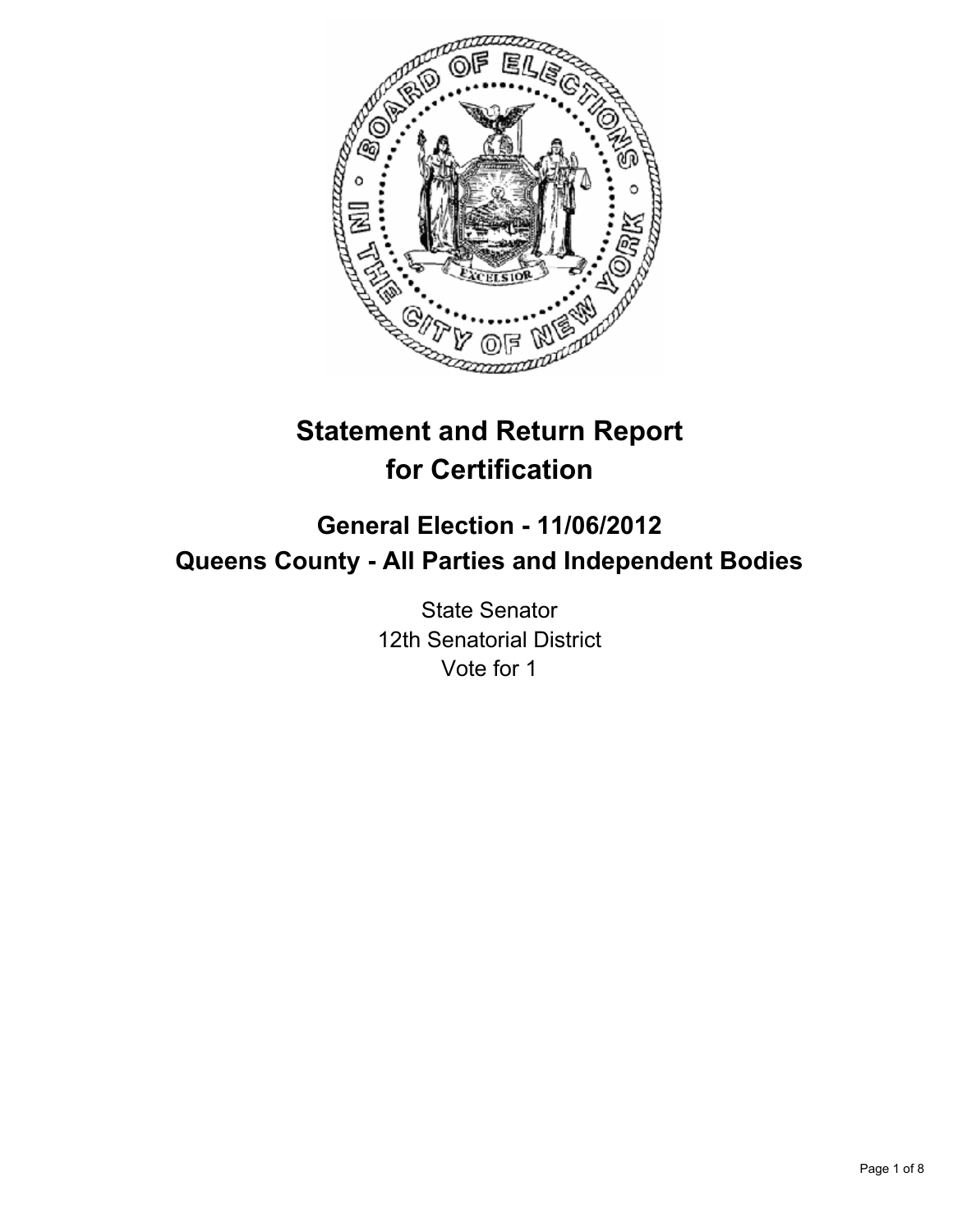# Statement and Return Report for Certification

## General Election - 11/06/2012
## Queens County - All Parties and Independent Bodies

State Senator
12th Senatorial District
Vote for 1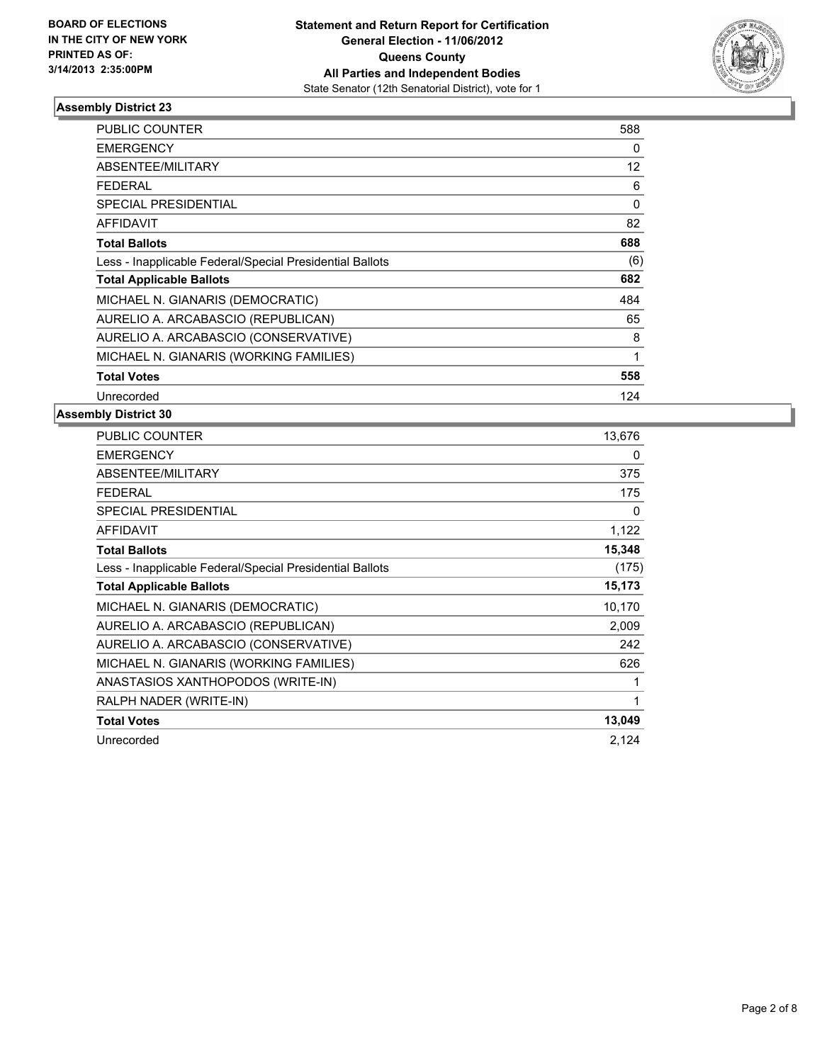**BOARD OF ELECTIONS IN THE CITY OF NEW YORK PRINTED AS OF: 3/14/2013 2:35:00PM**

**Statement and Return Report for Certification**
**General Election - 11/06/2012**
**Queens County**
**All Parties and Independent Bodies**
State Senator (12th Senatorial District), vote for 1

## Assembly District 23

| | |
|---|---|
| PUBLIC COUNTER | 588 |
| EMERGENCY | 0 |
| ABSENTEE/MILITARY | 12 |
| FEDERAL | 6 |
| SPECIAL PRESIDENTIAL | 0 |
| AFFIDAVIT | 82 |
| **Total Ballots** | **688** |
| Less - Inapplicable Federal/Special Presidential Ballots | (6) |
| **Total Applicable Ballots** | **682** |
| MICHAEL N. GIANARIS (DEMOCRATIC) | 484 |
| AURELIO A. ARCABASCIO (REPUBLICAN) | 65 |
| AURELIO A. ARCABASCIO (CONSERVATIVE) | 8 |
| MICHAEL N. GIANARIS (WORKING FAMILIES) | 1 |
| **Total Votes** | **558** |
| Unrecorded | 124 |

## Assembly District 30

| | |
|---|---|
| PUBLIC COUNTER | 13,676 |
| EMERGENCY | 0 |
| ABSENTEE/MILITARY | 375 |
| FEDERAL | 175 |
| SPECIAL PRESIDENTIAL | 0 |
| AFFIDAVIT | 1,122 |
| **Total Ballots** | **15,348** |
| Less - Inapplicable Federal/Special Presidential Ballots | (175) |
| **Total Applicable Ballots** | **15,173** |
| MICHAEL N. GIANARIS (DEMOCRATIC) | 10,170 |
| AURELIO A. ARCABASCIO (REPUBLICAN) | 2,009 |
| AURELIO A. ARCABASCIO (CONSERVATIVE) | 242 |
| MICHAEL N. GIANARIS (WORKING FAMILIES) | 626 |
| ANASTASIOS XANTHOPODOS (WRITE-IN) | 1 |
| RALPH NADER (WRITE-IN) | 1 |
| **Total Votes** | **13,049** |
| Unrecorded | 2,124 |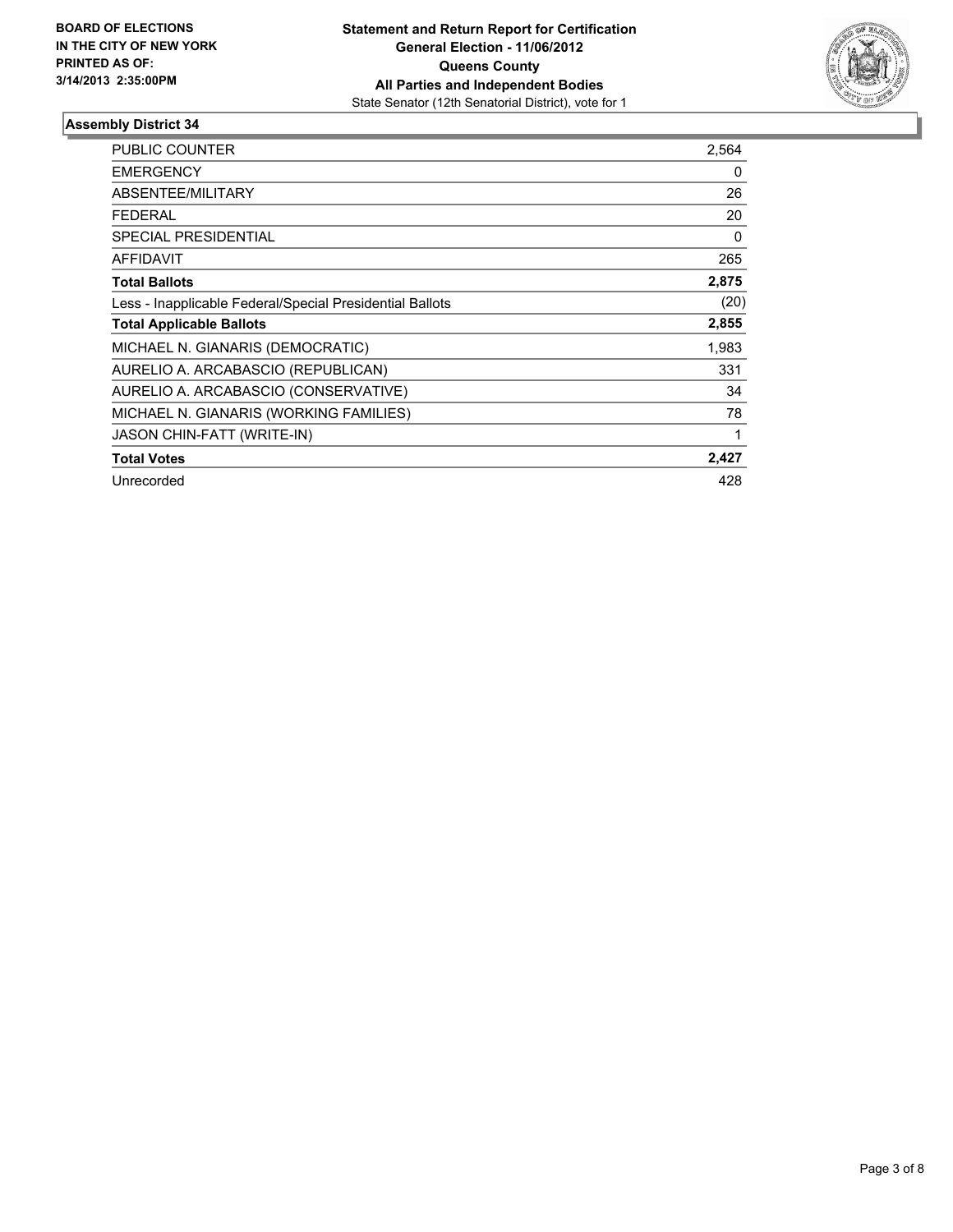**BOARD OF ELECTIONS IN THE CITY OF NEW YORK PRINTED AS OF: 3/14/2013 2:35:00PM**

**Statement and Return Report for Certification**
**General Election - 11/06/2012**
**Queens County**
**All Parties and Independent Bodies**
State Senator (12th Senatorial District), vote for 1

## Assembly District 34

| | |
|---|---|
| PUBLIC COUNTER | 2,564 |
| EMERGENCY | 0 |
| ABSENTEE/MILITARY | 26 |
| FEDERAL | 20 |
| SPECIAL PRESIDENTIAL | 0 |
| AFFIDAVIT | 265 |
| **Total Ballots** | **2,875** |
| Less - Inapplicable Federal/Special Presidential Ballots | (20) |
| **Total Applicable Ballots** | **2,855** |
| MICHAEL N. GIANARIS (DEMOCRATIC) | 1,983 |
| AURELIO A. ARCABASCIO (REPUBLICAN) | 331 |
| AURELIO A. ARCABASCIO (CONSERVATIVE) | 34 |
| MICHAEL N. GIANARIS (WORKING FAMILIES) | 78 |
| JASON CHIN-FATT (WRITE-IN) | 1 |
| **Total Votes** | **2,427** |
| Unrecorded | 428 |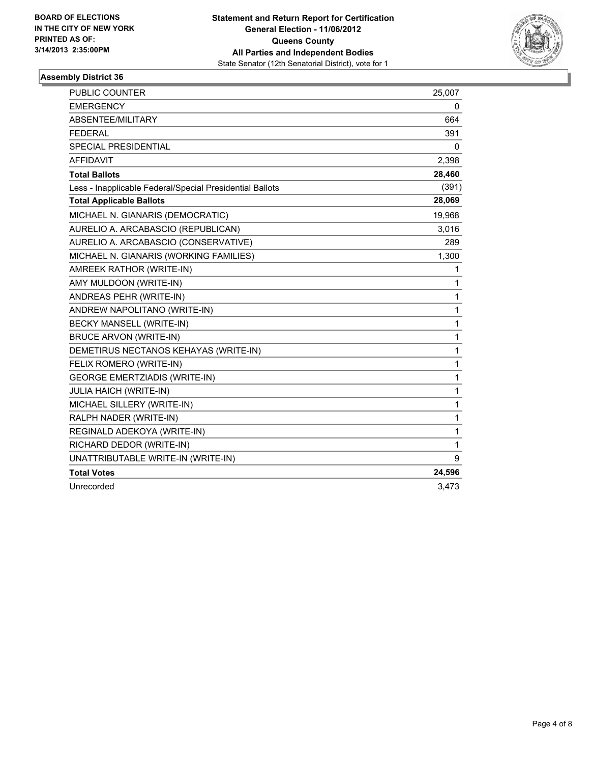BOARD OF ELECTIONS
IN THE CITY OF NEW YORK
PRINTED AS OF:
3/14/2013 2:35:00PM

**Statement and Return Report for Certification**
**General Election - 11/06/2012**
**Queens County**
**All Parties and Independent Bodies**
State Senator (12th Senatorial District), vote for 1

## Assembly District 36

| | |
|---|---|
| PUBLIC COUNTER | 25,007 |
| EMERGENCY | 0 |
| ABSENTEE/MILITARY | 664 |
| FEDERAL | 391 |
| SPECIAL PRESIDENTIAL | 0 |
| AFFIDAVIT | 2,398 |
| **Total Ballots** | **28,460** |
| Less - Inapplicable Federal/Special Presidential Ballots | (391) |
| **Total Applicable Ballots** | **28,069** |
| MICHAEL N. GIANARIS (DEMOCRATIC) | 19,968 |
| AURELIO A. ARCABASCIO (REPUBLICAN) | 3,016 |
| AURELIO A. ARCABASCIO (CONSERVATIVE) | 289 |
| MICHAEL N. GIANARIS (WORKING FAMILIES) | 1,300 |
| AMREEK RATHOR (WRITE-IN) | 1 |
| AMY MULDOON (WRITE-IN) | 1 |
| ANDREAS PEHR (WRITE-IN) | 1 |
| ANDREW NAPOLITANO (WRITE-IN) | 1 |
| BECKY MANSELL (WRITE-IN) | 1 |
| BRUCE ARVON (WRITE-IN) | 1 |
| DEMETIRUS NECTANOS KEHAYAS (WRITE-IN) | 1 |
| FELIX ROMERO (WRITE-IN) | 1 |
| GEORGE EMERTZIADIS (WRITE-IN) | 1 |
| JULIA HAICH (WRITE-IN) | 1 |
| MICHAEL SILLERY (WRITE-IN) | 1 |
| RALPH NADER (WRITE-IN) | 1 |
| REGINALD ADEKOYA (WRITE-IN) | 1 |
| RICHARD DEDOR (WRITE-IN) | 1 |
| UNATTRIBUTABLE WRITE-IN (WRITE-IN) | 9 |
| **Total Votes** | **24,596** |
| Unrecorded | 3,473 |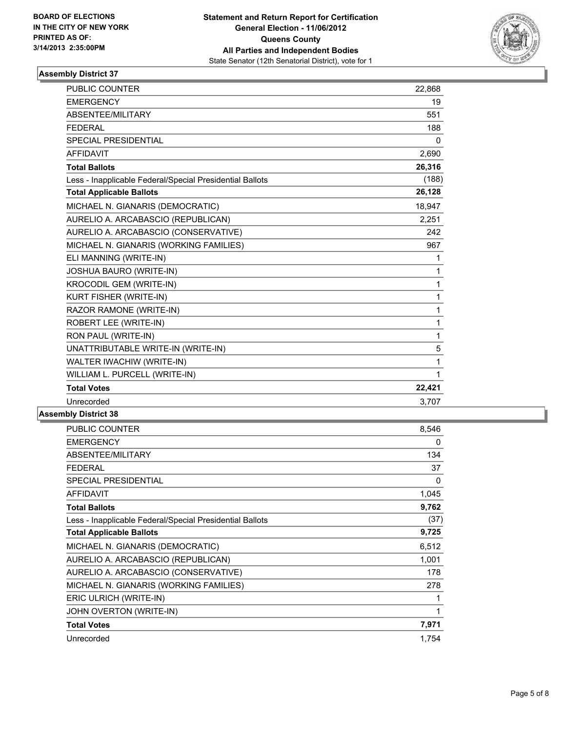**BOARD OF ELECTIONS IN THE CITY OF NEW YORK PRINTED AS OF: 3/14/2013 2:35:00PM**

**Statement and Return Report for Certification**
**General Election - 11/06/2012**
**Queens County**
**All Parties and Independent Bodies**
State Senator (12th Senatorial District), vote for 1

### Assembly District 37

| | |
|---|---|
| PUBLIC COUNTER | 22,868 |
| EMERGENCY | 19 |
| ABSENTEE/MILITARY | 551 |
| FEDERAL | 188 |
| SPECIAL PRESIDENTIAL | 0 |
| AFFIDAVIT | 2,690 |
| **Total Ballots** | **26,316** |
| Less - Inapplicable Federal/Special Presidential Ballots | (188) |
| **Total Applicable Ballots** | **26,128** |
| MICHAEL N. GIANARIS (DEMOCRATIC) | 18,947 |
| AURELIO A. ARCABASCIO (REPUBLICAN) | 2,251 |
| AURELIO A. ARCABASCIO (CONSERVATIVE) | 242 |
| MICHAEL N. GIANARIS (WORKING FAMILIES) | 967 |
| ELI MANNING (WRITE-IN) | 1 |
| JOSHUA BAURO (WRITE-IN) | 1 |
| KROCODIL GEM (WRITE-IN) | 1 |
| KURT FISHER (WRITE-IN) | 1 |
| RAZOR RAMONE (WRITE-IN) | 1 |
| ROBERT LEE (WRITE-IN) | 1 |
| RON PAUL (WRITE-IN) | 1 |
| UNATTRIBUTABLE WRITE-IN (WRITE-IN) | 5 |
| WALTER IWACHIW (WRITE-IN) | 1 |
| WILLIAM L. PURCELL (WRITE-IN) | 1 |
| **Total Votes** | **22,421** |
| Unrecorded | 3,707 |

### Assembly District 38

| | |
|---|---|
| PUBLIC COUNTER | 8,546 |
| EMERGENCY | 0 |
| ABSENTEE/MILITARY | 134 |
| FEDERAL | 37 |
| SPECIAL PRESIDENTIAL | 0 |
| AFFIDAVIT | 1,045 |
| **Total Ballots** | **9,762** |
| Less - Inapplicable Federal/Special Presidential Ballots | (37) |
| **Total Applicable Ballots** | **9,725** |
| MICHAEL N. GIANARIS (DEMOCRATIC) | 6,512 |
| AURELIO A. ARCABASCIO (REPUBLICAN) | 1,001 |
| AURELIO A. ARCABASCIO (CONSERVATIVE) | 178 |
| MICHAEL N. GIANARIS (WORKING FAMILIES) | 278 |
| ERIC ULRICH (WRITE-IN) | 1 |
| JOHN OVERTON (WRITE-IN) | 1 |
| **Total Votes** | **7,971** |
| Unrecorded | 1,754 |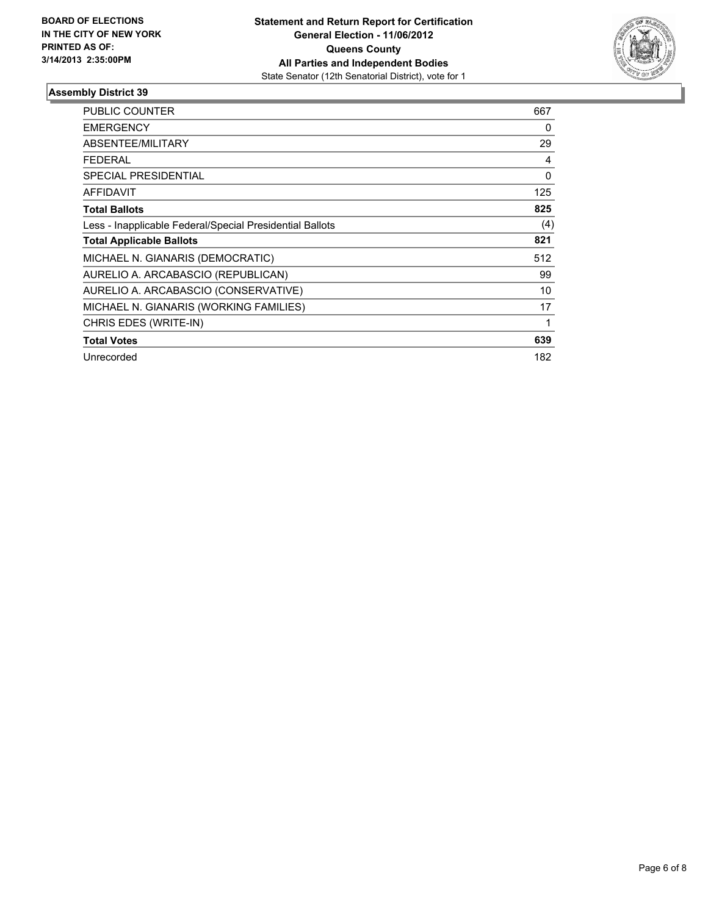BOARD OF ELECTIONS
IN THE CITY OF NEW YORK
PRINTED AS OF:
3/14/2013 2:35:00PM

**Statement and Return Report for Certification**
**General Election - 11/06/2012**
**Queens County**
**All Parties and Independent Bodies**
State Senator (12th Senatorial District), vote for 1

## Assembly District 39

| | |
|---|---|
| PUBLIC COUNTER | 667 |
| EMERGENCY | 0 |
| ABSENTEE/MILITARY | 29 |
| FEDERAL | 4 |
| SPECIAL PRESIDENTIAL | 0 |
| AFFIDAVIT | 125 |
| **Total Ballots** | **825** |
| Less - Inapplicable Federal/Special Presidential Ballots | (4) |
| **Total Applicable Ballots** | **821** |
| MICHAEL N. GIANARIS (DEMOCRATIC) | 512 |
| AURELIO A. ARCABASCIO (REPUBLICAN) | 99 |
| AURELIO A. ARCABASCIO (CONSERVATIVE) | 10 |
| MICHAEL N. GIANARIS (WORKING FAMILIES) | 17 |
| CHRIS EDES (WRITE-IN) | 1 |
| **Total Votes** | **639** |
| Unrecorded | 182 |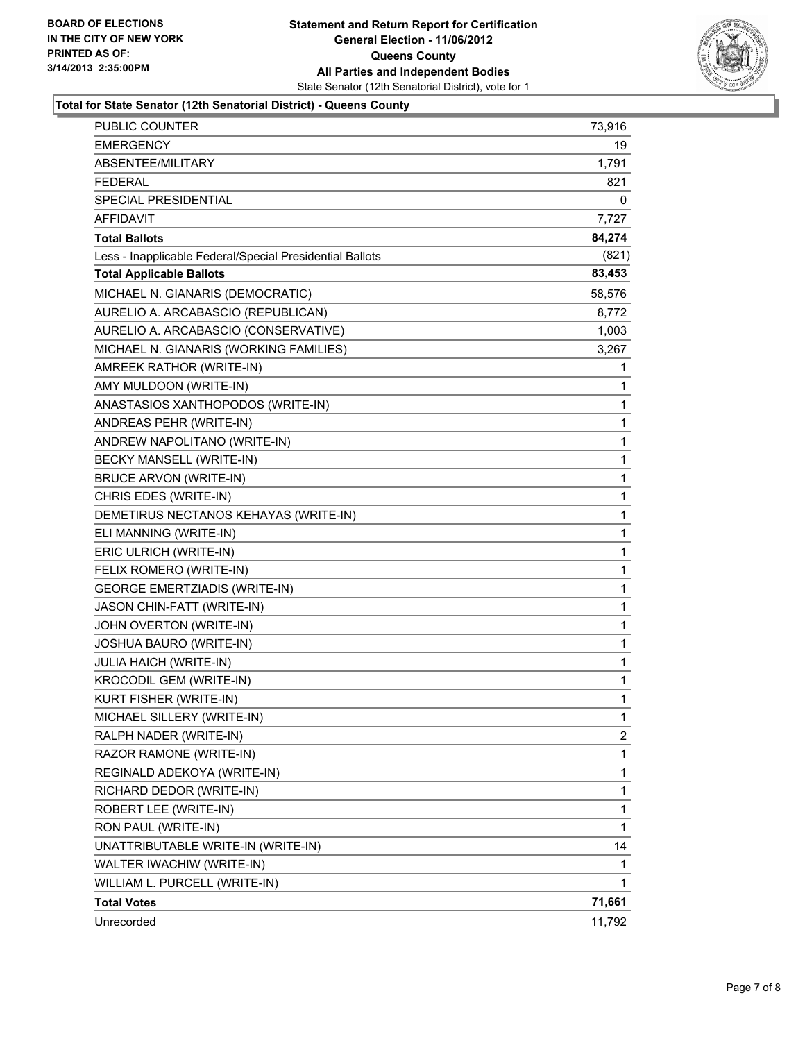BOARD OF ELECTIONS
IN THE CITY OF NEW YORK
PRINTED AS OF:
3/14/2013 2:35:00PM

**Statement and Return Report for Certification**
**General Election - 11/06/2012**
**Queens County**
**All Parties and Independent Bodies**
State Senator (12th Senatorial District), vote for 1

### Total for State Senator (12th Senatorial District) - Queens County

| | |
|---|---|
| PUBLIC COUNTER | 73,916 |
| EMERGENCY | 19 |
| ABSENTEE/MILITARY | 1,791 |
| FEDERAL | 821 |
| SPECIAL PRESIDENTIAL | 0 |
| AFFIDAVIT | 7,727 |
| **Total Ballots** | **84,274** |
| Less - Inapplicable Federal/Special Presidential Ballots | (821) |
| **Total Applicable Ballots** | **83,453** |
| MICHAEL N. GIANARIS (DEMOCRATIC) | 58,576 |
| AURELIO A. ARCABASCIO (REPUBLICAN) | 8,772 |
| AURELIO A. ARCABASCIO (CONSERVATIVE) | 1,003 |
| MICHAEL N. GIANARIS (WORKING FAMILIES) | 3,267 |
| AMREEK RATHOR (WRITE-IN) | 1 |
| AMY MULDOON (WRITE-IN) | 1 |
| ANASTASIOS XANTHOPODOS (WRITE-IN) | 1 |
| ANDREAS PEHR (WRITE-IN) | 1 |
| ANDREW NAPOLITANO (WRITE-IN) | 1 |
| BECKY MANSELL (WRITE-IN) | 1 |
| BRUCE ARVON (WRITE-IN) | 1 |
| CHRIS EDES (WRITE-IN) | 1 |
| DEMETIRUS NECTANOS KEHAYAS (WRITE-IN) | 1 |
| ELI MANNING (WRITE-IN) | 1 |
| ERIC ULRICH (WRITE-IN) | 1 |
| FELIX ROMERO (WRITE-IN) | 1 |
| GEORGE EMERTZIADIS (WRITE-IN) | 1 |
| JASON CHIN-FATT (WRITE-IN) | 1 |
| JOHN OVERTON (WRITE-IN) | 1 |
| JOSHUA BAURO (WRITE-IN) | 1 |
| JULIA HAICH (WRITE-IN) | 1 |
| KROCODIL GEM (WRITE-IN) | 1 |
| KURT FISHER (WRITE-IN) | 1 |
| MICHAEL SILLERY (WRITE-IN) | 1 |
| RALPH NADER (WRITE-IN) | 2 |
| RAZOR RAMONE (WRITE-IN) | 1 |
| REGINALD ADEKOYA (WRITE-IN) | 1 |
| RICHARD DEDOR (WRITE-IN) | 1 |
| ROBERT LEE (WRITE-IN) | 1 |
| RON PAUL (WRITE-IN) | 1 |
| UNATTRIBUTABLE WRITE-IN (WRITE-IN) | 14 |
| WALTER IWACHIW (WRITE-IN) | 1 |
| WILLIAM L. PURCELL (WRITE-IN) | 1 |
| **Total Votes** | **71,661** |
| Unrecorded | 11,792 |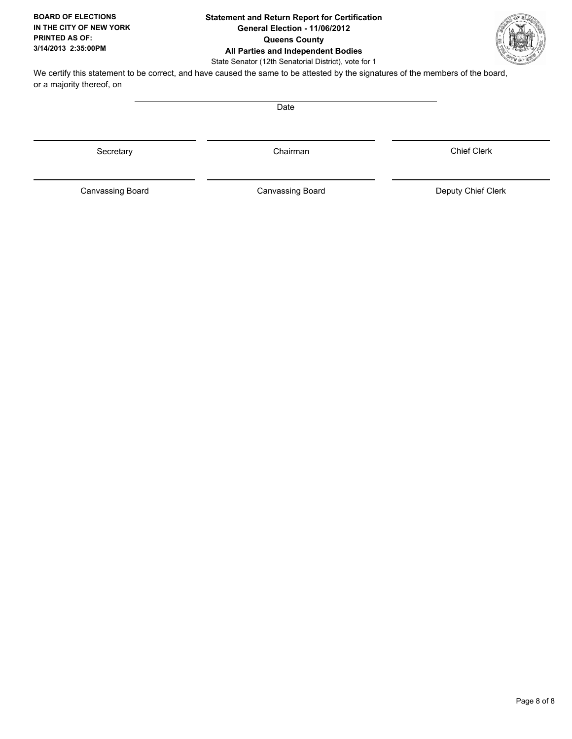**BOARD OF ELECTIONS IN THE CITY OF NEW YORK PRINTED AS OF: 3/14/2013 2:35:00PM**

**Statement and Return Report for Certification**
**General Election - 11/06/2012**
**Queens County**
**All Parties and Independent Bodies**
State Senator (12th Senatorial District), vote for 1

We certify this statement to be correct, and have caused the same to be attested by the signatures of the members of the board, or a majority thereof, on

\_\_\_\_\_\_\_\_\_\_\_\_\_\_\_\_\_\_\_\_\_\_\_\_\_\_\_\_\_\_
Date

| | | |
|---|---|---|
| Secretary | Chairman | Chief Clerk |
| Canvassing Board | Canvassing Board | Deputy Chief Clerk |